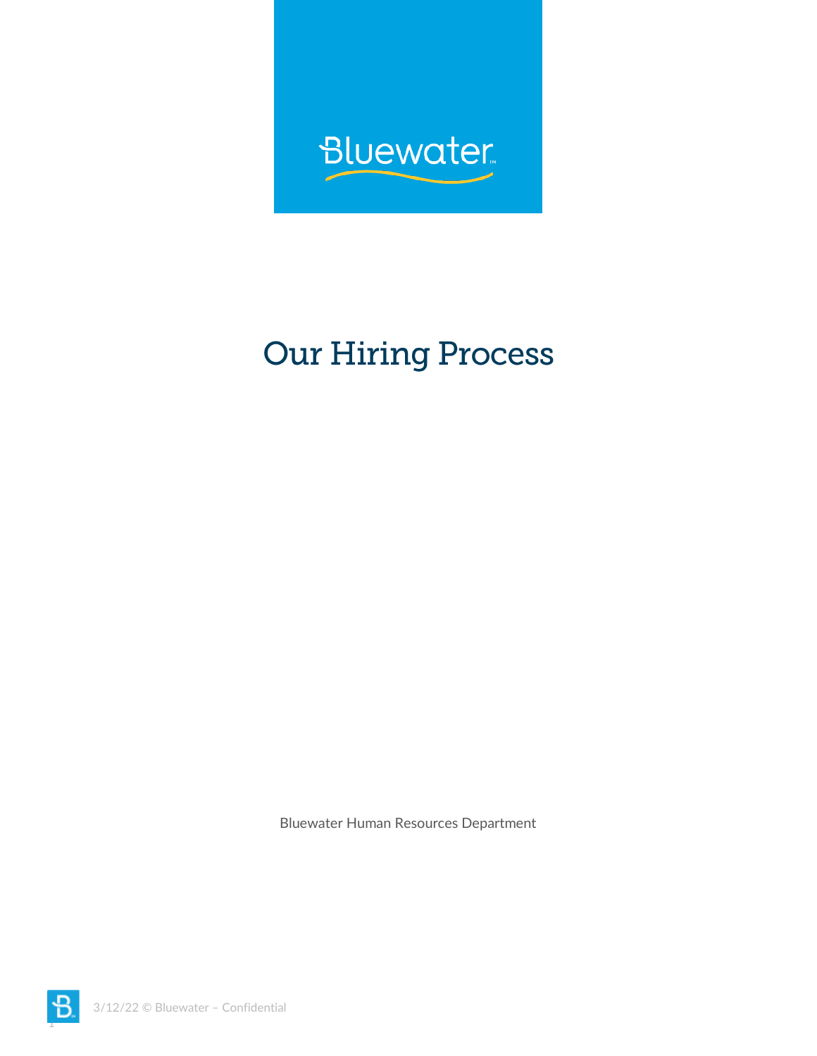Bluewater

# Our Hiring Process

Bluewater Human Resources Department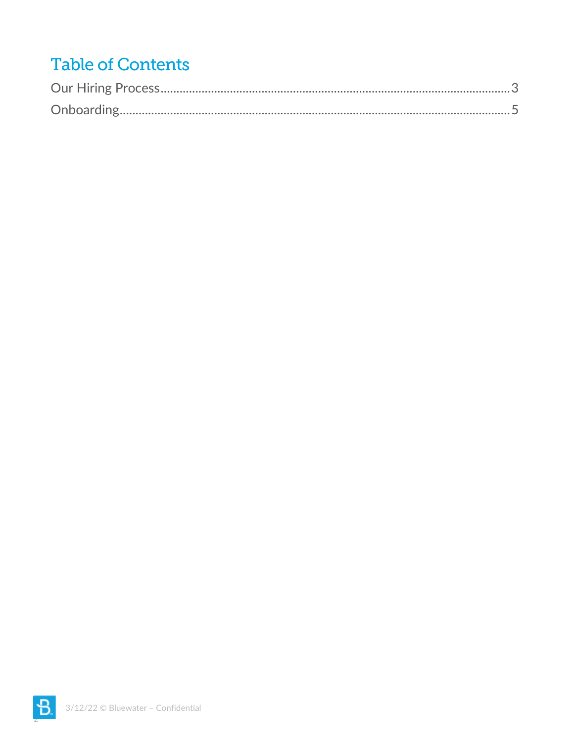# Table of Contents

Our Hiring Process........................................................................................................3

Onboarding....................................................................................................................5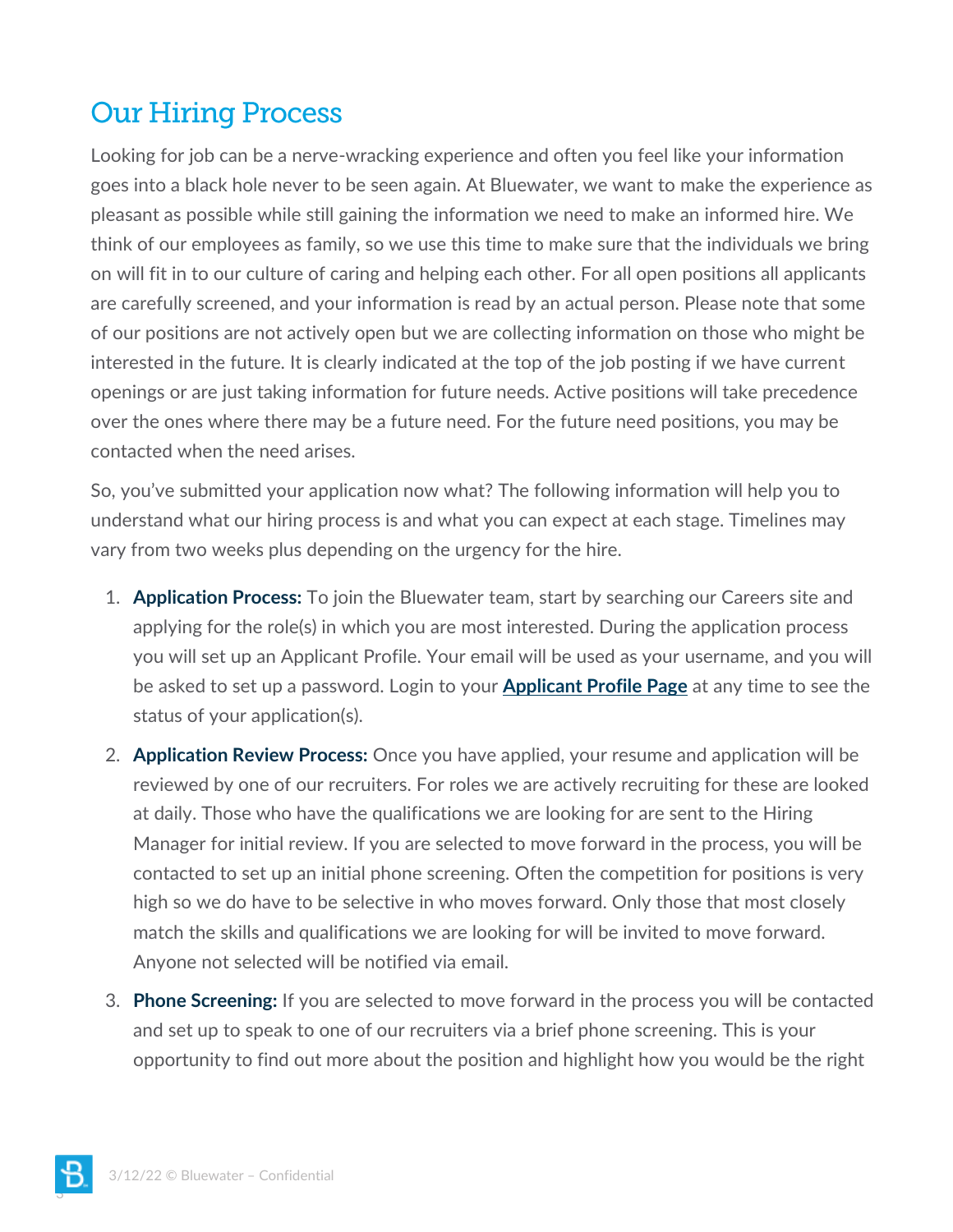## Our Hiring Process

Looking for job can be a nerve-wracking experience and often you feel like your information goes into a black hole never to be seen again. At Bluewater, we want to make the experience as pleasant as possible while still gaining the information we need to make an informed hire. We think of our employees as family, so we use this time to make sure that the individuals we bring on will fit in to our culture of caring and helping each other. For all open positions all applicants are carefully screened, and your information is read by an actual person. Please note that some of our positions are not actively open but we are collecting information on those who might be interested in the future. It is clearly indicated at the top of the job posting if we have current openings or are just taking information for future needs. Active positions will take precedence over the ones where there may be a future need. For the future need positions, you may be contacted when the need arises.

So, you've submitted your application now what? The following information will help you to understand what our hiring process is and what you can expect at each stage. Timelines may vary from two weeks plus depending on the urgency for the hire.

1. **Application Process:** To join the Bluewater team, start by searching our Careers site and applying for the role(s) in which you are most interested. During the application process you will set up an Applicant Profile. Your email will be used as your username, and you will be asked to set up a password. Login to your **Applicant Profile Page** at any time to see the status of your application(s).
2. **Application Review Process:** Once you have applied, your resume and application will be reviewed by one of our recruiters. For roles we are actively recruiting for these are looked at daily. Those who have the qualifications we are looking for are sent to the Hiring Manager for initial review. If you are selected to move forward in the process, you will be contacted to set up an initial phone screening. Often the competition for positions is very high so we do have to be selective in who moves forward. Only those that most closely match the skills and qualifications we are looking for will be invited to move forward. Anyone not selected will be notified via email.
3. **Phone Screening:** If you are selected to move forward in the process you will be contacted and set up to speak to one of our recruiters via a brief phone screening. This is your opportunity to find out more about the position and highlight how you would be the right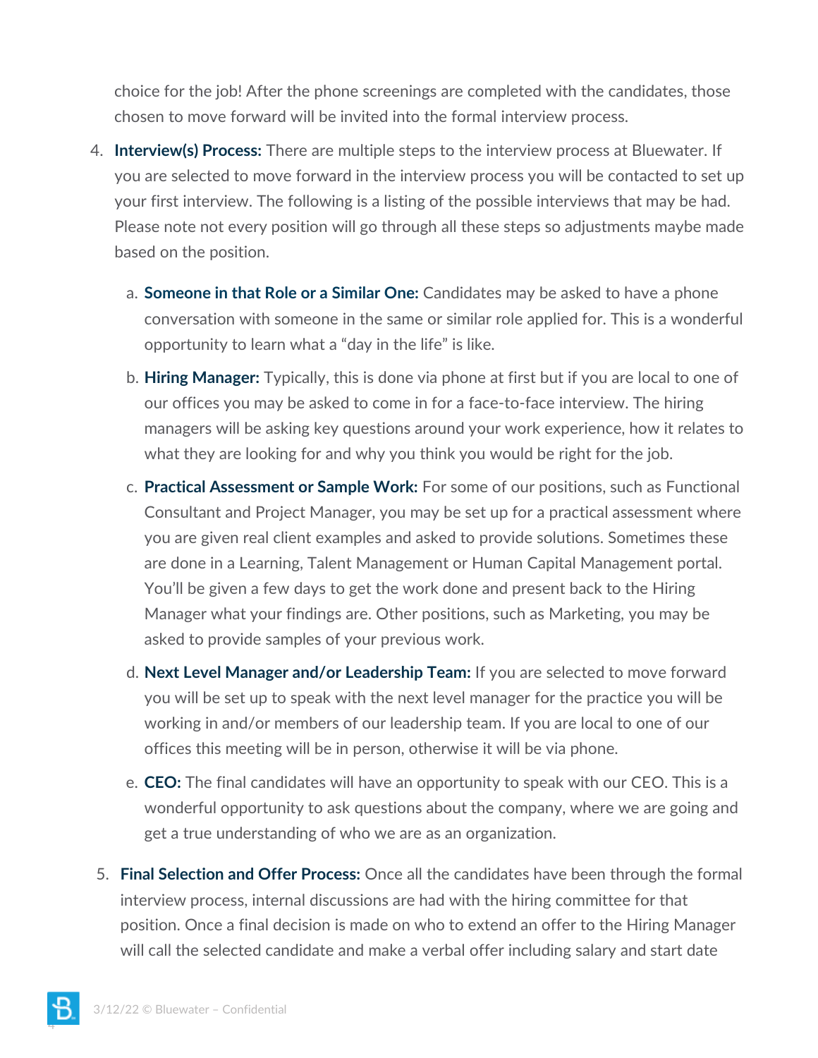choice for the job! After the phone screenings are completed with the candidates, those chosen to move forward will be invited into the formal interview process.

4. **Interview(s) Process:** There are multiple steps to the interview process at Bluewater. If you are selected to move forward in the interview process you will be contacted to set up your first interview. The following is a listing of the possible interviews that may be had. Please note not every position will go through all these steps so adjustments maybe made based on the position.

   a. **Someone in that Role or a Similar One:** Candidates may be asked to have a phone conversation with someone in the same or similar role applied for. This is a wonderful opportunity to learn what a "day in the life" is like.

   b. **Hiring Manager:** Typically, this is done via phone at first but if you are local to one of our offices you may be asked to come in for a face-to-face interview. The hiring managers will be asking key questions around your work experience, how it relates to what they are looking for and why you think you would be right for the job.

   c. **Practical Assessment or Sample Work:** For some of our positions, such as Functional Consultant and Project Manager, you may be set up for a practical assessment where you are given real client examples and asked to provide solutions. Sometimes these are done in a Learning, Talent Management or Human Capital Management portal. You'll be given a few days to get the work done and present back to the Hiring Manager what your findings are. Other positions, such as Marketing, you may be asked to provide samples of your previous work.

   d. **Next Level Manager and/or Leadership Team:** If you are selected to move forward you will be set up to speak with the next level manager for the practice you will be working in and/or members of our leadership team. If you are local to one of our offices this meeting will be in person, otherwise it will be via phone.

   e. **CEO:** The final candidates will have an opportunity to speak with our CEO. This is a wonderful opportunity to ask questions about the company, where we are going and get a true understanding of who we are as an organization.

5. **Final Selection and Offer Process:** Once all the candidates have been through the formal interview process, internal discussions are had with the hiring committee for that position. Once a final decision is made on who to extend an offer to the Hiring Manager will call the selected candidate and make a verbal offer including salary and start date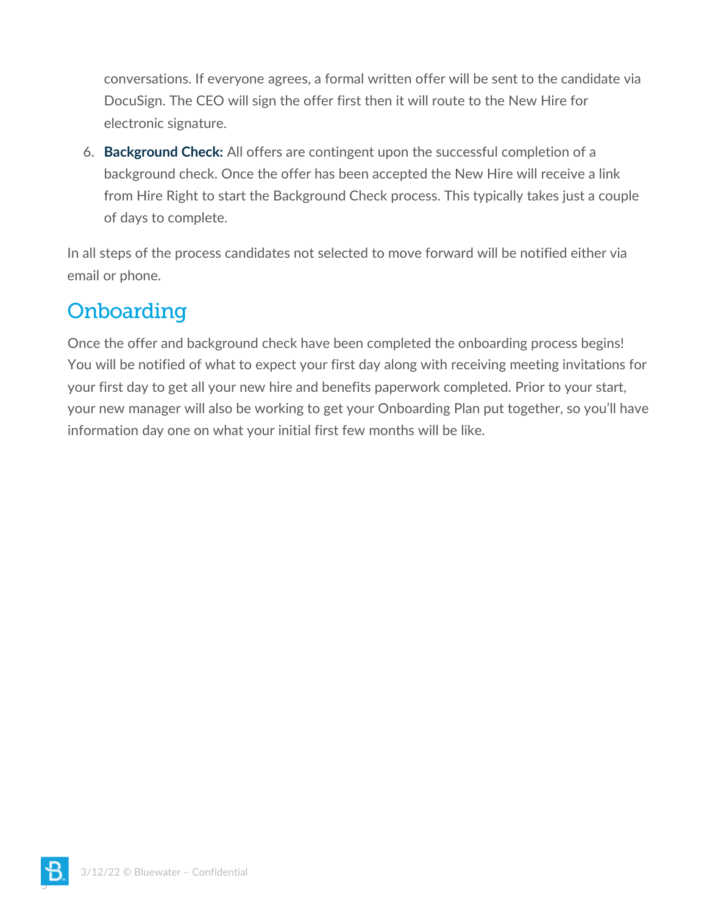conversations. If everyone agrees, a formal written offer will be sent to the candidate via DocuSign. The CEO will sign the offer first then it will route to the New Hire for electronic signature.

6. **Background Check:** All offers are contingent upon the successful completion of a background check. Once the offer has been accepted the New Hire will receive a link from Hire Right to start the Background Check process. This typically takes just a couple of days to complete.

In all steps of the process candidates not selected to move forward will be notified either via email or phone.

## Onboarding

Once the offer and background check have been completed the onboarding process begins! You will be notified of what to expect your first day along with receiving meeting invitations for your first day to get all your new hire and benefits paperwork completed. Prior to your start, your new manager will also be working to get your Onboarding Plan put together, so you'll have information day one on what your initial first few months will be like.